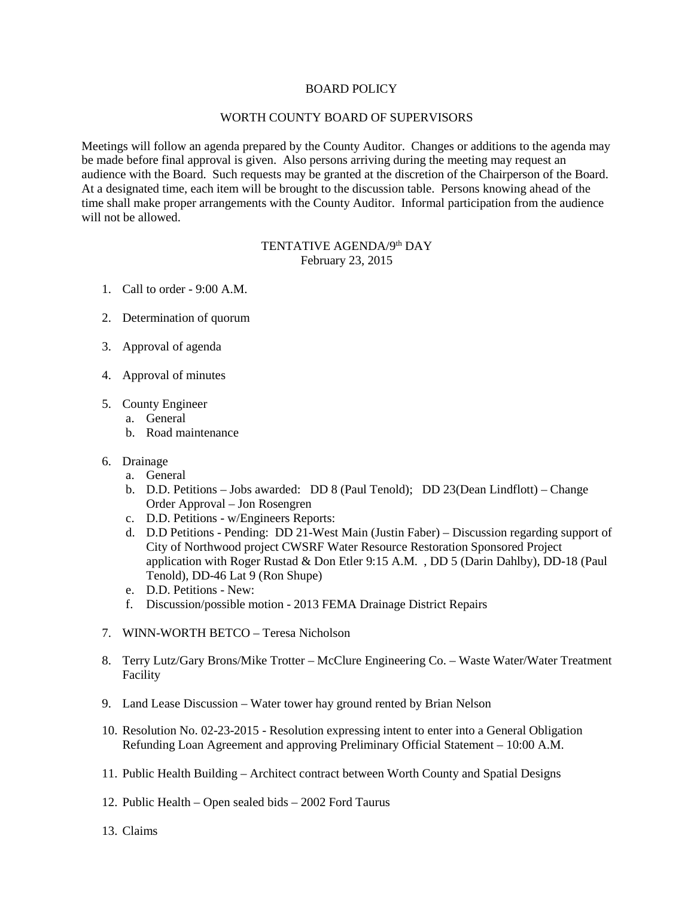# BOARD POLICY

## WORTH COUNTY BOARD OF SUPERVISORS

Meetings will follow an agenda prepared by the County Auditor. Changes or additions to the agenda may be made before final approval is given. Also persons arriving during the meeting may request an audience with the Board. Such requests may be granted at the discretion of the Chairperson of the Board. At a designated time, each item will be brought to the discussion table. Persons knowing ahead of the time shall make proper arrangements with the County Auditor. Informal participation from the audience will not be allowed.

## TENTATIVE AGENDA/9th DAY
February 23, 2015

1. Call to order - 9:00 A.M.

2. Determination of quorum

3. Approval of agenda

4. Approval of minutes

5. County Engineer
   a. General
   b. Road maintenance

6. Drainage
   a. General
   b. D.D. Petitions – Jobs awarded: DD 8 (Paul Tenold); DD 23(Dean Lindflott) – Change Order Approval – Jon Rosengren
   c. D.D. Petitions - w/Engineers Reports:
   d. D.D Petitions - Pending: DD 21-West Main (Justin Faber) – Discussion regarding support of City of Northwood project CWSRF Water Resource Restoration Sponsored Project application with Roger Rustad & Don Etler 9:15 A.M. , DD 5 (Darin Dahlby), DD-18 (Paul Tenold), DD-46 Lat 9 (Ron Shupe)
   e. D.D. Petitions - New:
   f. Discussion/possible motion - 2013 FEMA Drainage District Repairs

7. WINN-WORTH BETCO – Teresa Nicholson

8. Terry Lutz/Gary Brons/Mike Trotter – McClure Engineering Co. – Waste Water/Water Treatment Facility

9. Land Lease Discussion – Water tower hay ground rented by Brian Nelson

10. Resolution No. 02-23-2015 - Resolution expressing intent to enter into a General Obligation Refunding Loan Agreement and approving Preliminary Official Statement – 10:00 A.M.

11. Public Health Building – Architect contract between Worth County and Spatial Designs

12. Public Health – Open sealed bids – 2002 Ford Taurus

13. Claims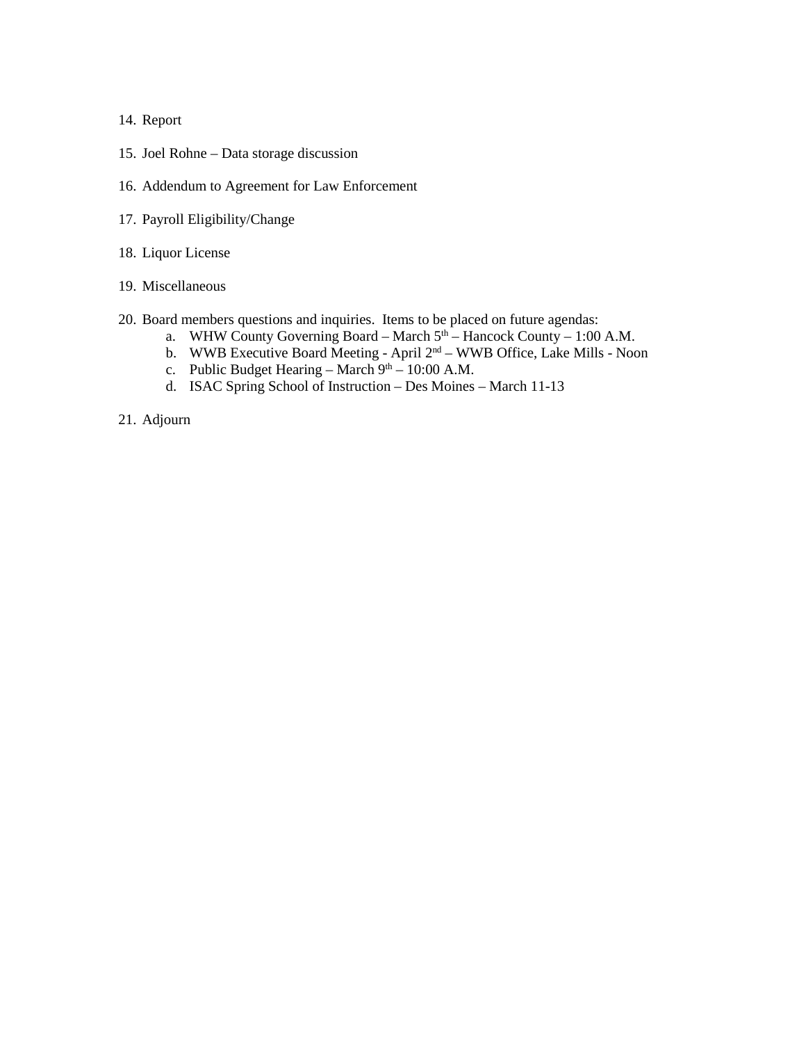14. Report

15. Joel Rohne – Data storage discussion

16. Addendum to Agreement for Law Enforcement

17. Payroll Eligibility/Change

18. Liquor License

19. Miscellaneous

20. Board members questions and inquiries. Items to be placed on future agendas:
    a. WHW County Governing Board – March 5th – Hancock County – 1:00 A.M.
    b. WWB Executive Board Meeting - April 2nd – WWB Office, Lake Mills - Noon
    c. Public Budget Hearing – March 9th – 10:00 A.M.
    d. ISAC Spring School of Instruction – Des Moines – March 11-13

21. Adjourn